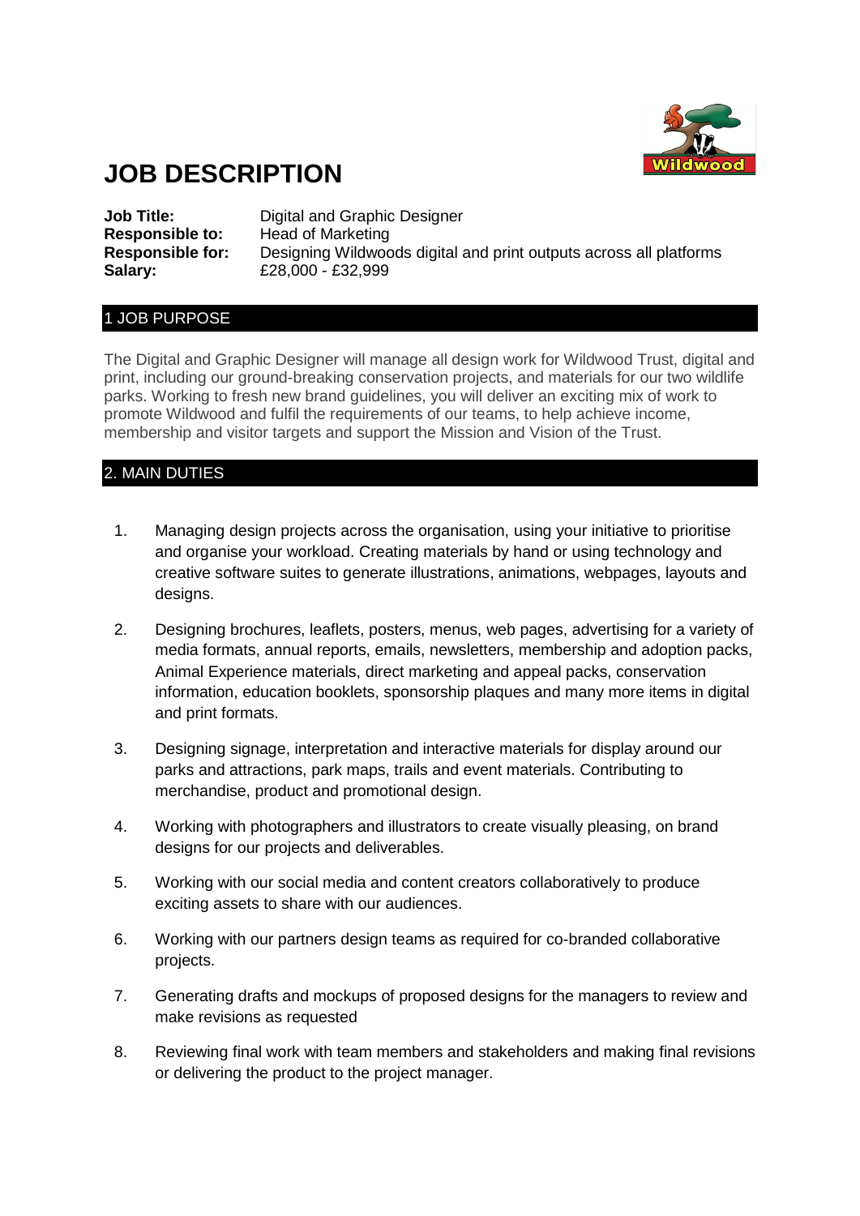# JOB DESCRIPTION

**Job Title:** Digital and Graphic Designer
**Responsible to:** Head of Marketing
**Responsible for:** Designing Wildwoods digital and print outputs across all platforms
**Salary:** £28,000 - £32,999

## 1 JOB PURPOSE

The Digital and Graphic Designer will manage all design work for Wildwood Trust, digital and print, including our ground-breaking conservation projects, and materials for our two wildlife parks. Working to fresh new brand guidelines, you will deliver an exciting mix of work to promote Wildwood and fulfil the requirements of our teams, to help achieve income, membership and visitor targets and support the Mission and Vision of the Trust.

## 2. MAIN DUTIES

1. Managing design projects across the organisation, using your initiative to prioritise and organise your workload. Creating materials by hand or using technology and creative software suites to generate illustrations, animations, webpages, layouts and designs.

2. Designing brochures, leaflets, posters, menus, web pages, advertising for a variety of media formats, annual reports, emails, newsletters, membership and adoption packs, Animal Experience materials, direct marketing and appeal packs, conservation information, education booklets, sponsorship plaques and many more items in digital and print formats.

3. Designing signage, interpretation and interactive materials for display around our parks and attractions, park maps, trails and event materials. Contributing to merchandise, product and promotional design.

4. Working with photographers and illustrators to create visually pleasing, on brand designs for our projects and deliverables.

5. Working with our social media and content creators collaboratively to produce exciting assets to share with our audiences.

6. Working with our partners design teams as required for co-branded collaborative projects.

7. Generating drafts and mockups of proposed designs for the managers to review and make revisions as requested

8. Reviewing final work with team members and stakeholders and making final revisions or delivering the product to the project manager.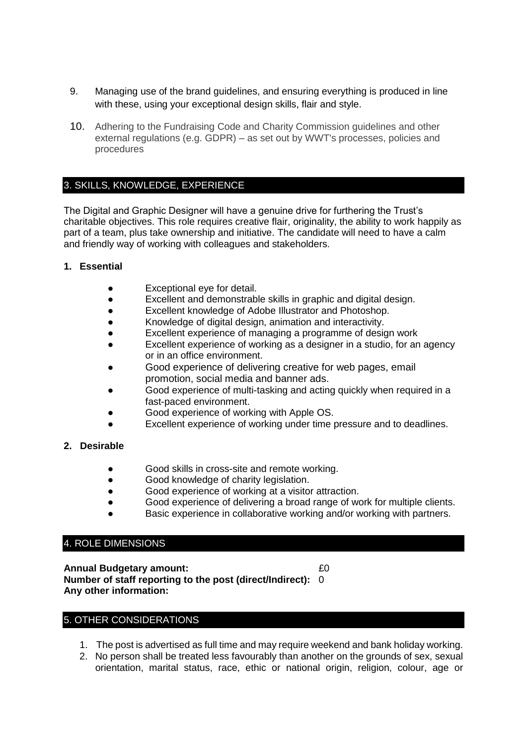9. Managing use of the brand guidelines, and ensuring everything is produced in line with these, using your exceptional design skills, flair and style.

10. Adhering to the Fundraising Code and Charity Commission guidelines and other external regulations (e.g. GDPR) – as set out by WWT's processes, policies and procedures

## 3. SKILLS, KNOWLEDGE, EXPERIENCE

The Digital and Graphic Designer will have a genuine drive for furthering the Trust's charitable objectives. This role requires creative flair, originality, the ability to work happily as part of a team, plus take ownership and initiative. The candidate will need to have a calm and friendly way of working with colleagues and stakeholders.

### 1. Essential

- Exceptional eye for detail.
- Excellent and demonstrable skills in graphic and digital design.
- Excellent knowledge of Adobe Illustrator and Photoshop.
- Knowledge of digital design, animation and interactivity.
- Excellent experience of managing a programme of design work
- Excellent experience of working as a designer in a studio, for an agency or in an office environment.
- Good experience of delivering creative for web pages, email promotion, social media and banner ads.
- Good experience of multi-tasking and acting quickly when required in a fast-paced environment.
- Good experience of working with Apple OS.
- Excellent experience of working under time pressure and to deadlines.

### 2. Desirable

- Good skills in cross-site and remote working.
- Good knowledge of charity legislation.
- Good experience of working at a visitor attraction.
- Good experience of delivering a broad range of work for multiple clients.
- Basic experience in collaborative working and/or working with partners.

## 4. ROLE DIMENSIONS

**Annual Budgetary amount:** £0
**Number of staff reporting to the post (direct/Indirect):** 0
**Any other information:**

## 5. OTHER CONSIDERATIONS

1. The post is advertised as full time and may require weekend and bank holiday working.
2. No person shall be treated less favourably than another on the grounds of sex, sexual orientation, marital status, race, ethic or national origin, religion, colour, age or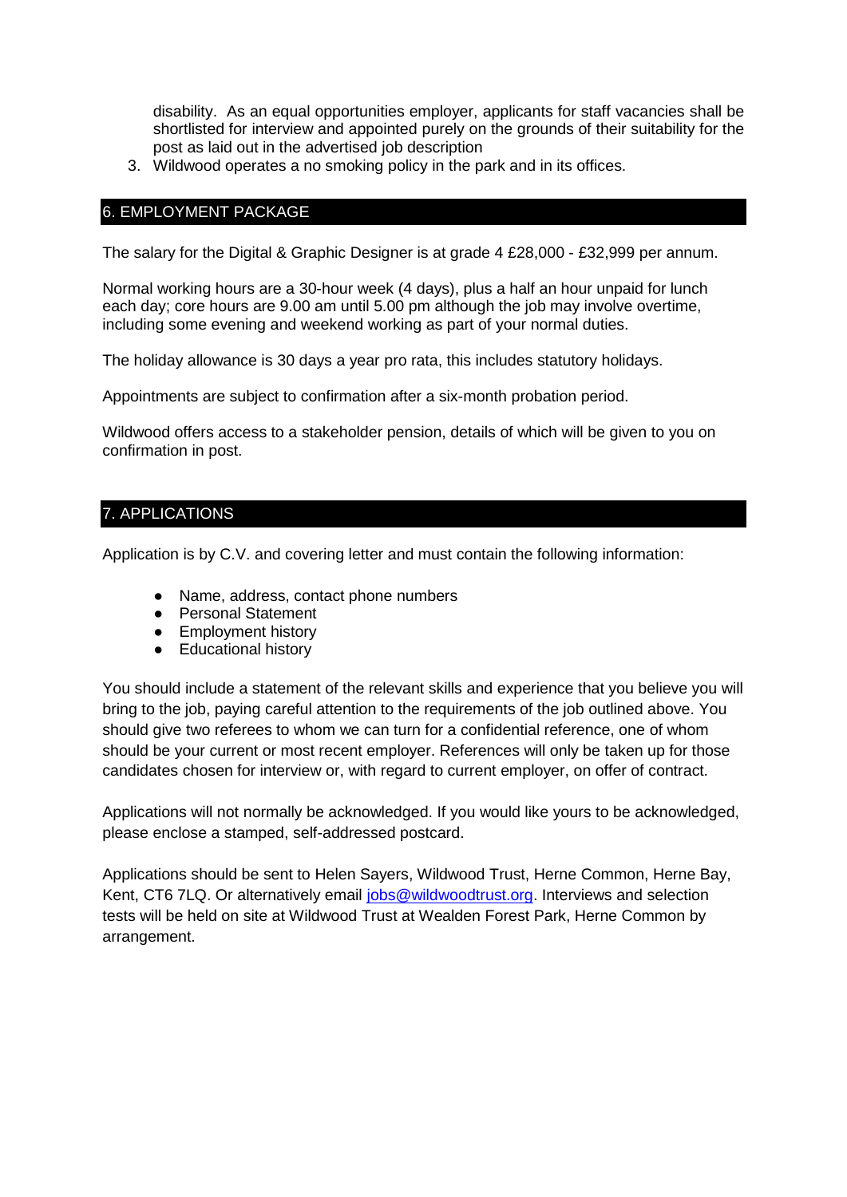disability. As an equal opportunities employer, applicants for staff vacancies shall be shortlisted for interview and appointed purely on the grounds of their suitability for the post as laid out in the advertised job description

3. Wildwood operates a no smoking policy in the park and in its offices.

## 6. EMPLOYMENT PACKAGE

The salary for the Digital & Graphic Designer is at grade 4 £28,000 - £32,999 per annum.

Normal working hours are a 30-hour week (4 days), plus a half an hour unpaid for lunch each day; core hours are 9.00 am until 5.00 pm although the job may involve overtime, including some evening and weekend working as part of your normal duties.

The holiday allowance is 30 days a year pro rata, this includes statutory holidays.

Appointments are subject to confirmation after a six-month probation period.

Wildwood offers access to a stakeholder pension, details of which will be given to you on confirmation in post.

## 7. APPLICATIONS

Application is by C.V. and covering letter and must contain the following information:

- Name, address, contact phone numbers
- Personal Statement
- Employment history
- Educational history

You should include a statement of the relevant skills and experience that you believe you will bring to the job, paying careful attention to the requirements of the job outlined above. You should give two referees to whom we can turn for a confidential reference, one of whom should be your current or most recent employer. References will only be taken up for those candidates chosen for interview or, with regard to current employer, on offer of contract.

Applications will not normally be acknowledged. If you would like yours to be acknowledged, please enclose a stamped, self-addressed postcard.

Applications should be sent to Helen Sayers, Wildwood Trust, Herne Common, Herne Bay, Kent, CT6 7LQ. Or alternatively email [jobs@wildwoodtrust.org](mailto:jobs@wildwoodtrust.org). Interviews and selection tests will be held on site at Wildwood Trust at Wealden Forest Park, Herne Common by arrangement.